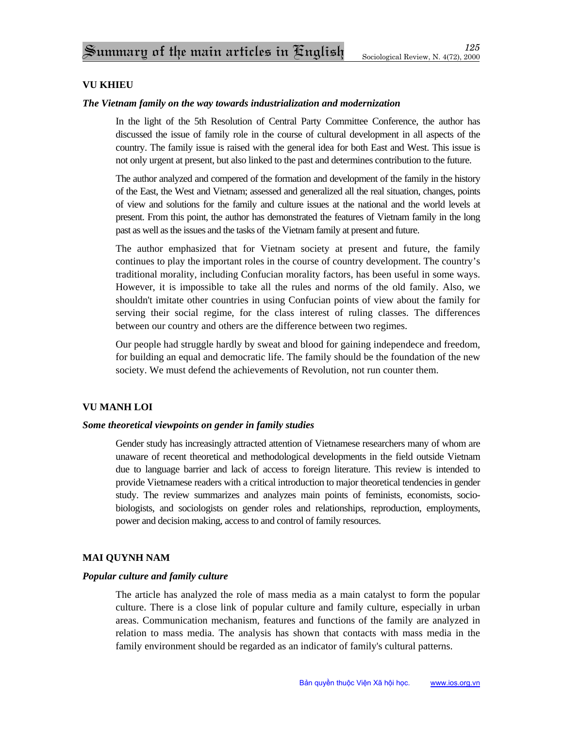# Summary of the main articles in English

## VU KHIEU

### *The Vietnam family on the way towards industrialization and modernization*

In the light of the 5th Resolution of Central Party Committee Conference, the author has discussed the issue of family role in the course of cultural development in all aspects of the country. The family issue is raised with the general idea for both East and West. This issue is not only urgent at present, but also linked to the past and determines contribution to the future.

The author analyzed and compered of the formation and development of the family in the history of the East, the West and Vietnam; assessed and generalized all the real situation, changes, points of view and solutions for the family and culture issues at the national and the world levels at present. From this point, the author has demonstrated the features of Vietnam family in the long past as well as the issues and the tasks of the Vietnam family at present and future.

The author emphasized that for Vietnam society at present and future, the family continues to play the important roles in the course of country development. The country's traditional morality, including Confucian morality factors, has been useful in some ways. However, it is impossible to take all the rules and norms of the old family. Also, we shouldn't imitate other countries in using Confucian points of view about the family for serving their social regime, for the class interest of ruling classes. The differences between our country and others are the difference between two regimes.

Our people had struggle hardly by sweat and blood for gaining independece and freedom, for building an equal and democratic life. The family should be the foundation of the new society. We must defend the achievements of Revolution, not run counter them.

## VU MANH LOI

### *Some theoretical viewpoints on gender in family studies*

Gender study has increasingly attracted attention of Vietnamese researchers many of whom are unaware of recent theoretical and methodological developments in the field outside Vietnam due to language barrier and lack of access to foreign literature. This review is intended to provide Vietnamese readers with a critical introduction to major theoretical tendencies in gender study. The review summarizes and analyzes main points of feminists, economists, socio-biologists, and sociologists on gender roles and relationships, reproduction, employments, power and decision making, access to and control of family resources.

## MAI QUYNH NAM

### *Popular culture and family culture*

The article has analyzed the role of mass media as a main catalyst to form the popular culture. There is a close link of popular culture and family culture, especially in urban areas. Communication mechanism, features and functions of the family are analyzed in relation to mass media. The analysis has shown that contacts with mass media in the family environment should be regarded as an indicator of family's cultural patterns.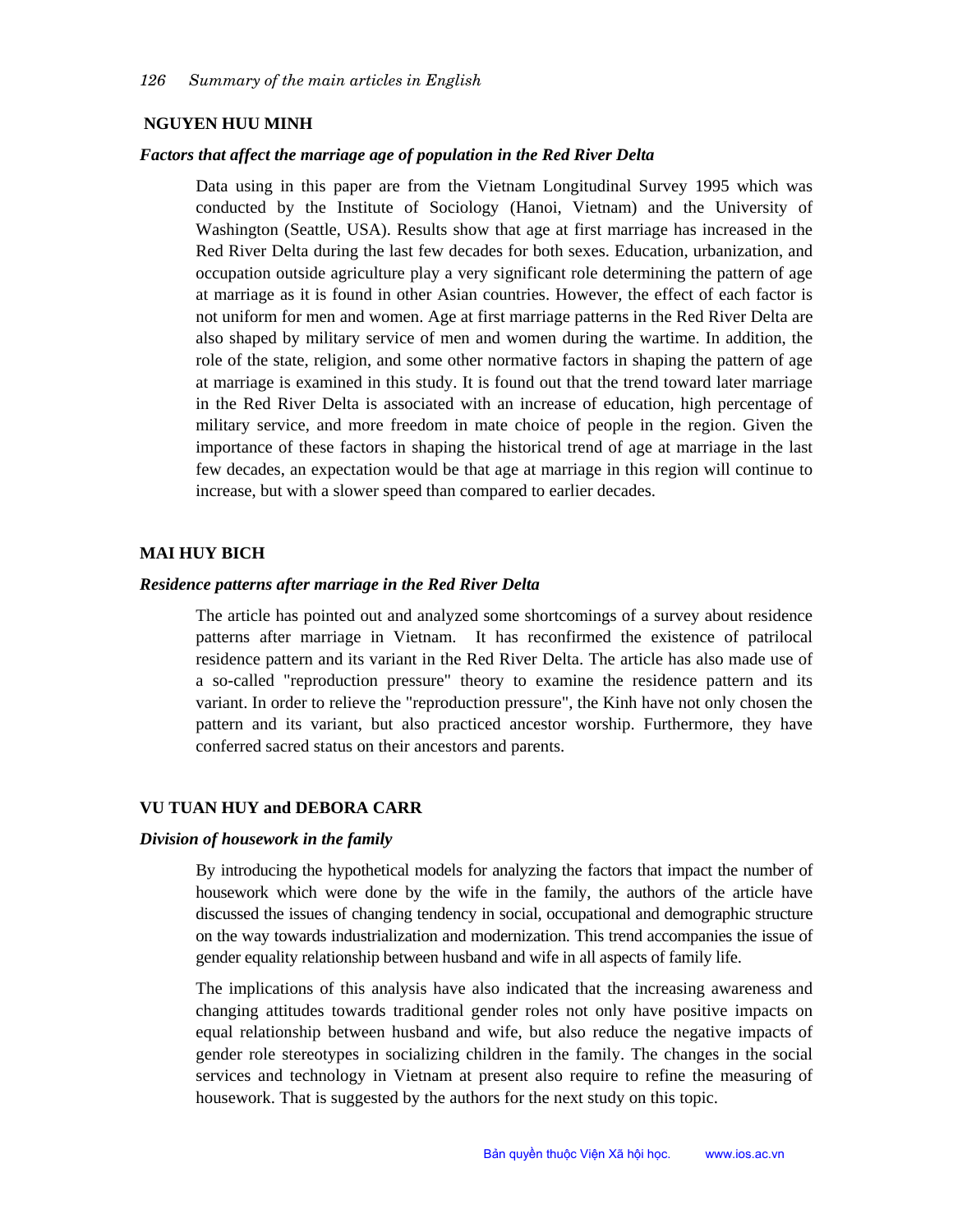**NGUYEN HUU MINH**

***Factors that affect the marriage age of population in the Red River Delta***

Data using in this paper are from the Vietnam Longitudinal Survey 1995 which was conducted by the Institute of Sociology (Hanoi, Vietnam) and the University of Washington (Seattle, USA). Results show that age at first marriage has increased in the Red River Delta during the last few decades for both sexes. Education, urbanization, and occupation outside agriculture play a very significant role determining the pattern of age at marriage as it is found in other Asian countries. However, the effect of each factor is not uniform for men and women. Age at first marriage patterns in the Red River Delta are also shaped by military service of men and women during the wartime. In addition, the role of the state, religion, and some other normative factors in shaping the pattern of age at marriage is examined in this study. It is found out that the trend toward later marriage in the Red River Delta is associated with an increase of education, high percentage of military service, and more freedom in mate choice of people in the region. Given the importance of these factors in shaping the historical trend of age at marriage in the last few decades, an expectation would be that age at marriage in this region will continue to increase, but with a slower speed than compared to earlier decades.

**MAI HUY BICH**

***Residence patterns after marriage in the Red River Delta***

The article has pointed out and analyzed some shortcomings of a survey about residence patterns after marriage in Vietnam. It has reconfirmed the existence of patrilocal residence pattern and its variant in the Red River Delta. The article has also made use of a so-called "reproduction pressure" theory to examine the residence pattern and its variant. In order to relieve the "reproduction pressure", the Kinh have not only chosen the pattern and its variant, but also practiced ancestor worship. Furthermore, they have conferred sacred status on their ancestors and parents.

**VU TUAN HUY and DEBORA CARR**

***Division of housework in the family***

By introducing the hypothetical models for analyzing the factors that impact the number of housework which were done by the wife in the family, the authors of the article have discussed the issues of changing tendency in social, occupational and demographic structure on the way towards industrialization and modernization. This trend accompanies the issue of gender equality relationship between husband and wife in all aspects of family life.

The implications of this analysis have also indicated that the increasing awareness and changing attitudes towards traditional gender roles not only have positive impacts on equal relationship between husband and wife, but also reduce the negative impacts of gender role stereotypes in socializing children in the family. The changes in the social services and technology in Vietnam at present also require to refine the measuring of housework. That is suggested by the authors for the next study on this topic.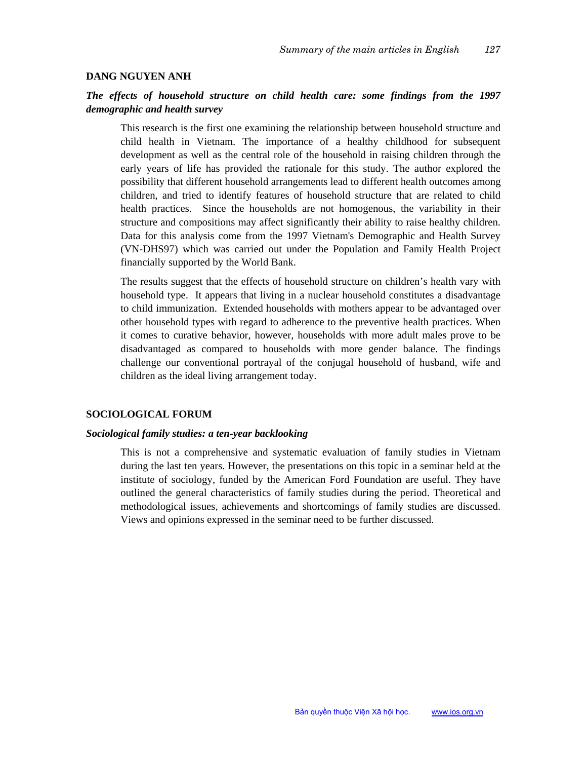**DANG NGUYEN ANH**

***The effects of household structure on child health care: some findings from the 1997 demographic and health survey***

This research is the first one examining the relationship between household structure and child health in Vietnam. The importance of a healthy childhood for subsequent development as well as the central role of the household in raising children through the early years of life has provided the rationale for this study. The author explored the possibility that different household arrangements lead to different health outcomes among children, and tried to identify features of household structure that are related to child health practices. Since the households are not homogenous, the variability in their structure and compositions may affect significantly their ability to raise healthy children. Data for this analysis come from the 1997 Vietnam's Demographic and Health Survey (VN-DHS97) which was carried out under the Population and Family Health Project financially supported by the World Bank.

The results suggest that the effects of household structure on children's health vary with household type. It appears that living in a nuclear household constitutes a disadvantage to child immunization. Extended households with mothers appear to be advantaged over other household types with regard to adherence to the preventive health practices. When it comes to curative behavior, however, households with more adult males prove to be disadvantaged as compared to households with more gender balance. The findings challenge our conventional portrayal of the conjugal household of husband, wife and children as the ideal living arrangement today.

**SOCIOLOGICAL FORUM**

***Sociological family studies: a ten-year backlooking***

This is not a comprehensive and systematic evaluation of family studies in Vietnam during the last ten years. However, the presentations on this topic in a seminar held at the institute of sociology, funded by the American Ford Foundation are useful. They have outlined the general characteristics of family studies during the period. Theoretical and methodological issues, achievements and shortcomings of family studies are discussed. Views and opinions expressed in the seminar need to be further discussed.